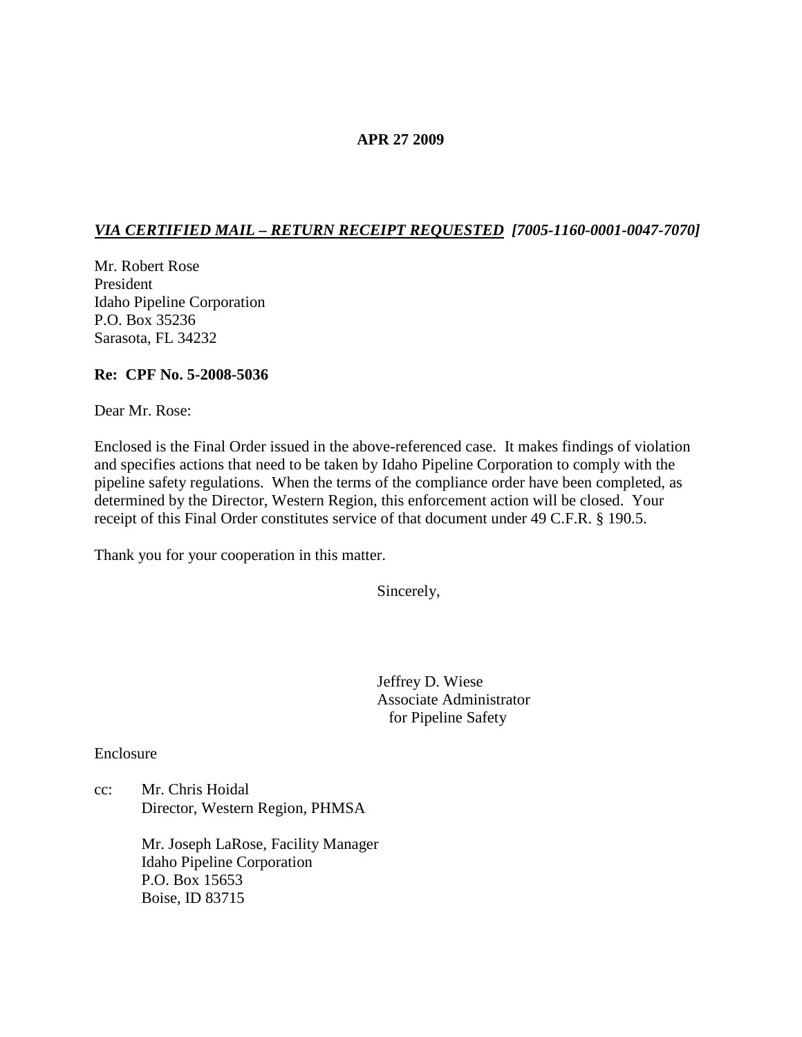**APR 27 2009**

***VIA CERTIFIED MAIL – RETURN RECEIPT REQUESTED*** ***[7005-1160-0001-0047-7070]***

Mr. Robert Rose
President
Idaho Pipeline Corporation
P.O. Box 35236
Sarasota, FL 34232

**Re: CPF No. 5-2008-5036**

Dear Mr. Rose:

Enclosed is the Final Order issued in the above-referenced case. It makes findings of violation and specifies actions that need to be taken by Idaho Pipeline Corporation to comply with the pipeline safety regulations. When the terms of the compliance order have been completed, as determined by the Director, Western Region, this enforcement action will be closed. Your receipt of this Final Order constitutes service of that document under 49 C.F.R. § 190.5.

Thank you for your cooperation in this matter.

Sincerely,

Jeffrey D. Wiese
Associate Administrator
for Pipeline Safety

Enclosure

cc: Mr. Chris Hoidal
Director, Western Region, PHMSA

Mr. Joseph LaRose, Facility Manager
Idaho Pipeline Corporation
P.O. Box 15653
Boise, ID 83715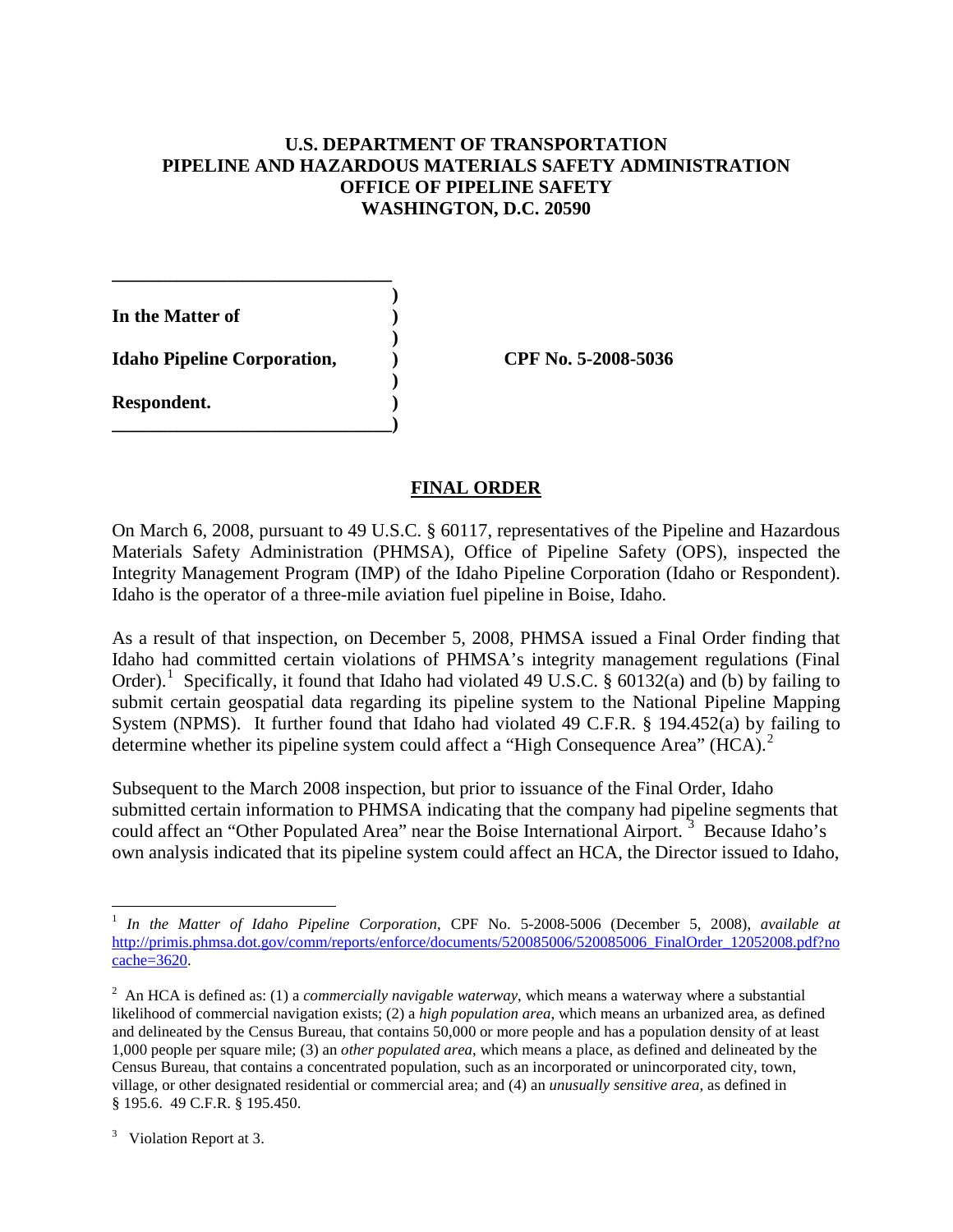**U.S. DEPARTMENT OF TRANSPORTATION**
**PIPELINE AND HAZARDOUS MATERIALS SAFETY ADMINISTRATION**
**OFFICE OF PIPELINE SAFETY**
**WASHINGTON, D.C. 20590**

**In the Matter of**

**Idaho Pipeline Corporation,** **CPF No. 5-2008-5036**

**Respondent.**

## FINAL ORDER

On March 6, 2008, pursuant to 49 U.S.C. § 60117, representatives of the Pipeline and Hazardous Materials Safety Administration (PHMSA), Office of Pipeline Safety (OPS), inspected the Integrity Management Program (IMP) of the Idaho Pipeline Corporation (Idaho or Respondent). Idaho is the operator of a three-mile aviation fuel pipeline in Boise, Idaho.

As a result of that inspection, on December 5, 2008, PHMSA issued a Final Order finding that Idaho had committed certain violations of PHMSA's integrity management regulations (Final Order).[1] Specifically, it found that Idaho had violated 49 U.S.C. § 60132(a) and (b) by failing to submit certain geospatial data regarding its pipeline system to the National Pipeline Mapping System (NPMS). It further found that Idaho had violated 49 C.F.R. § 194.452(a) by failing to determine whether its pipeline system could affect a "High Consequence Area" (HCA).[2]

Subsequent to the March 2008 inspection, but prior to issuance of the Final Order, Idaho submitted certain information to PHMSA indicating that the company had pipeline segments that could affect an "Other Populated Area" near the Boise International Airport.[3] Because Idaho's own analysis indicated that its pipeline system could affect an HCA, the Director issued to Idaho,

---

[1] *In the Matter of Idaho Pipeline Corporation*, CPF No. 5-2008-5006 (December 5, 2008), *available at* http://primis.phmsa.dot.gov/comm/reports/enforce/documents/520085006/520085006_FinalOrder_12052008.pdf?nocache=3620.

[2] An HCA is defined as: (1) a *commercially navigable waterway*, which means a waterway where a substantial likelihood of commercial navigation exists; (2) a *high population area*, which means an urbanized area, as defined and delineated by the Census Bureau, that contains 50,000 or more people and has a population density of at least 1,000 people per square mile; (3) an *other populated area*, which means a place, as defined and delineated by the Census Bureau, that contains a concentrated population, such as an incorporated or unincorporated city, town, village, or other designated residential or commercial area; and (4) an *unusually sensitive area*, as defined in § 195.6. 49 C.F.R. § 195.450.

[3] Violation Report at 3.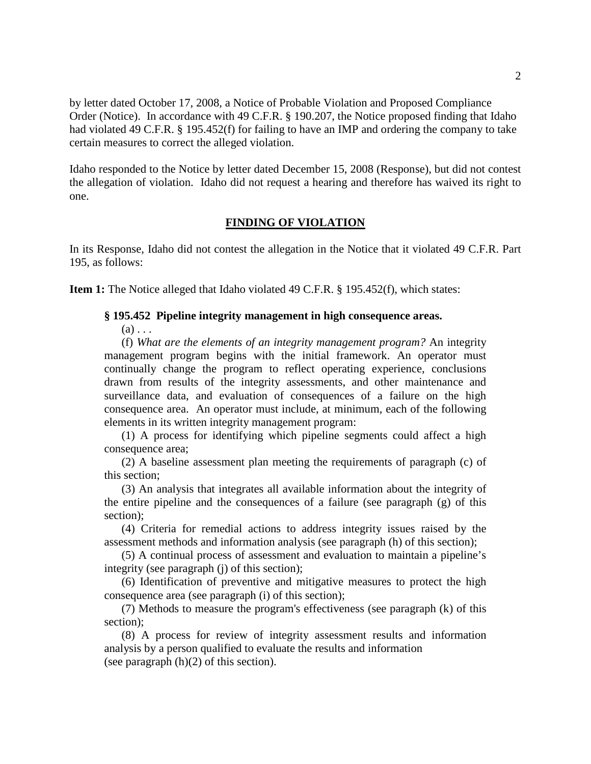by letter dated October 17, 2008, a Notice of Probable Violation and Proposed Compliance Order (Notice). In accordance with 49 C.F.R. § 190.207, the Notice proposed finding that Idaho had violated 49 C.F.R. § 195.452(f) for failing to have an IMP and ordering the company to take certain measures to correct the alleged violation.

Idaho responded to the Notice by letter dated December 15, 2008 (Response), but did not contest the allegation of violation. Idaho did not request a hearing and therefore has waived its right to one.

## FINDING OF VIOLATION

In its Response, Idaho did not contest the allegation in the Notice that it violated 49 C.F.R. Part 195, as follows:

**Item 1:** The Notice alleged that Idaho violated 49 C.F.R. § 195.452(f), which states:

> **§ 195.452 Pipeline integrity management in high consequence areas.**
>
> (a) . . .
>
> (f) *What are the elements of an integrity management program?* An integrity management program begins with the initial framework. An operator must continually change the program to reflect operating experience, conclusions drawn from results of the integrity assessments, and other maintenance and surveillance data, and evaluation of consequences of a failure on the high consequence area. An operator must include, at minimum, each of the following elements in its written integrity management program:
>
> (1) A process for identifying which pipeline segments could affect a high consequence area;
>
> (2) A baseline assessment plan meeting the requirements of paragraph (c) of this section;
>
> (3) An analysis that integrates all available information about the integrity of the entire pipeline and the consequences of a failure (see paragraph (g) of this section);
>
> (4) Criteria for remedial actions to address integrity issues raised by the assessment methods and information analysis (see paragraph (h) of this section);
>
> (5) A continual process of assessment and evaluation to maintain a pipeline's integrity (see paragraph (j) of this section);
>
> (6) Identification of preventive and mitigative measures to protect the high consequence area (see paragraph (i) of this section);
>
> (7) Methods to measure the program's effectiveness (see paragraph (k) of this section);
>
> (8) A process for review of integrity assessment results and information analysis by a person qualified to evaluate the results and information (see paragraph (h)(2) of this section).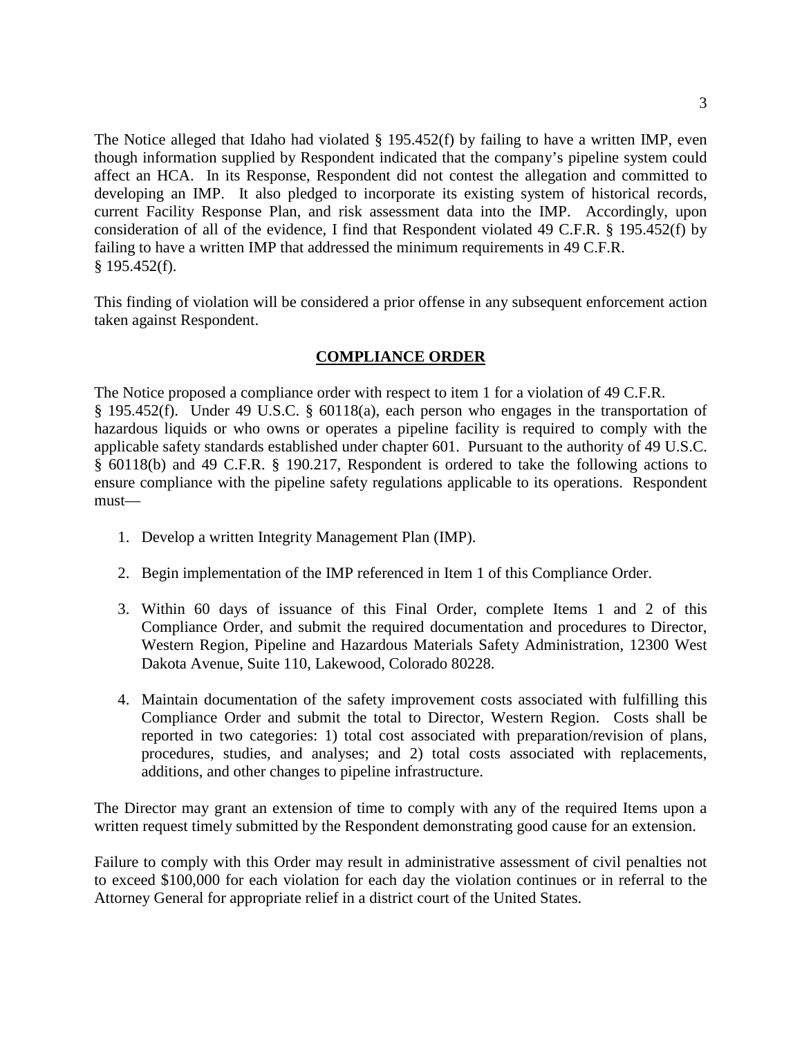The Notice alleged that Idaho had violated § 195.452(f) by failing to have a written IMP, even though information supplied by Respondent indicated that the company's pipeline system could affect an HCA. In its Response, Respondent did not contest the allegation and committed to developing an IMP. It also pledged to incorporate its existing system of historical records, current Facility Response Plan, and risk assessment data into the IMP. Accordingly, upon consideration of all of the evidence, I find that Respondent violated 49 C.F.R. § 195.452(f) by failing to have a written IMP that addressed the minimum requirements in 49 C.F.R. § 195.452(f).

This finding of violation will be considered a prior offense in any subsequent enforcement action taken against Respondent.

## COMPLIANCE ORDER

The Notice proposed a compliance order with respect to item 1 for a violation of 49 C.F.R. § 195.452(f). Under 49 U.S.C. § 60118(a), each person who engages in the transportation of hazardous liquids or who owns or operates a pipeline facility is required to comply with the applicable safety standards established under chapter 601. Pursuant to the authority of 49 U.S.C. § 60118(b) and 49 C.F.R. § 190.217, Respondent is ordered to take the following actions to ensure compliance with the pipeline safety regulations applicable to its operations. Respondent must—

1. Develop a written Integrity Management Plan (IMP).

2. Begin implementation of the IMP referenced in Item 1 of this Compliance Order.

3. Within 60 days of issuance of this Final Order, complete Items 1 and 2 of this Compliance Order, and submit the required documentation and procedures to Director, Western Region, Pipeline and Hazardous Materials Safety Administration, 12300 West Dakota Avenue, Suite 110, Lakewood, Colorado 80228.

4. Maintain documentation of the safety improvement costs associated with fulfilling this Compliance Order and submit the total to Director, Western Region. Costs shall be reported in two categories: 1) total cost associated with preparation/revision of plans, procedures, studies, and analyses; and 2) total costs associated with replacements, additions, and other changes to pipeline infrastructure.

The Director may grant an extension of time to comply with any of the required Items upon a written request timely submitted by the Respondent demonstrating good cause for an extension.

Failure to comply with this Order may result in administrative assessment of civil penalties not to exceed $100,000 for each violation for each day the violation continues or in referral to the Attorney General for appropriate relief in a district court of the United States.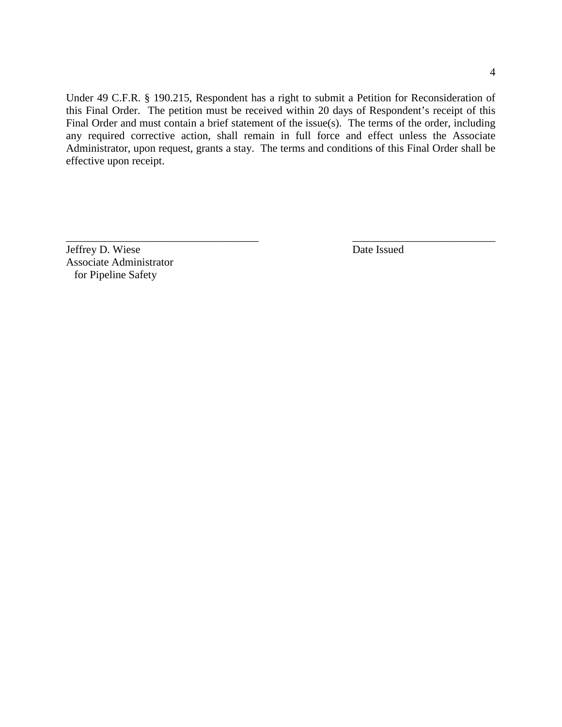Under 49 C.F.R. § 190.215, Respondent has a right to submit a Petition for Reconsideration of this Final Order. The petition must be received within 20 days of Respondent's receipt of this Final Order and must contain a brief statement of the issue(s). The terms of the order, including any required corrective action, shall remain in full force and effect unless the Associate Administrator, upon request, grants a stay. The terms and conditions of this Final Order shall be effective upon receipt.

\_\_\_\_\_\_\_\_\_\_\_\_\_\_\_\_\_\_\_\_\_\_\_\_\_\_\_\_\_\_\_\_\_\_\_
Jeffrey D. Wiese
Associate Administrator
for Pipeline Safety

\_\_\_\_\_\_\_\_\_\_\_\_\_\_\_\_\_\_\_\_\_\_\_\_\_\_
Date Issued